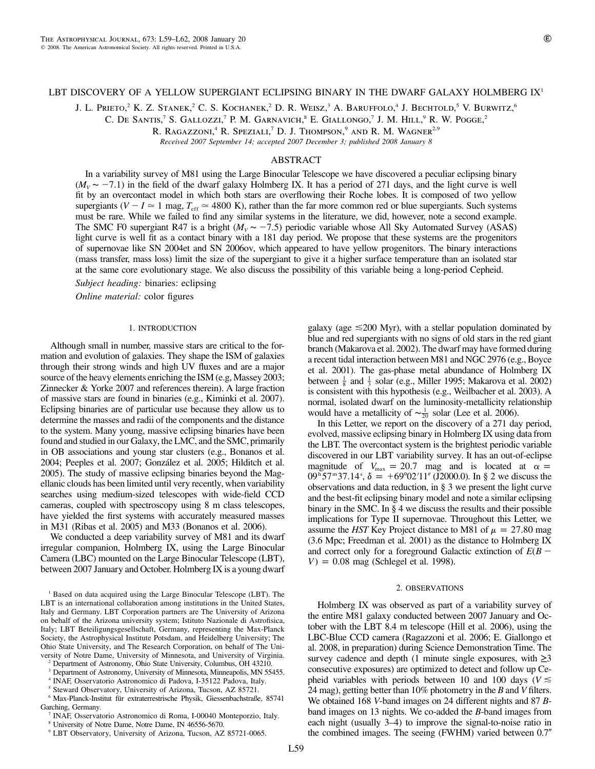# LBT DISCOVERY OF A YELLOW SUPERGIANT ECLIPSING BINARY IN THE DWARF GALAXY HOLMBERG IX[1]

J. L. Prieto,[2] K. Z. Stanek,[2] C. S. Kochanek,[2] D. R. Weisz,[3] A. Baruffolo,[4] J. Bechtold,[5] V. Burwitz,[6] C. De Santis,[7] S. Gallozzi,[7] P. M. Garnavich,[8] E. Giallongo,[7] J. M. Hill,[9] R. W. Pogge,[2] R. Ragazzoni,[4] R. Speziali,[7] D. J. Thompson,[9] and R. M. Wagner[2,9]

*Received 2007 September 14; accepted 2007 December 3; published 2008 January 8*

## ABSTRACT

In a variability survey of M81 using the Large Binocular Telescope we have discovered a peculiar eclipsing binary ($M_V \sim -7.1$) in the field of the dwarf galaxy Holmberg IX. It has a period of 271 days, and the light curve is well fit by an overcontact model in which both stars are overflowing their Roche lobes. It is composed of two yellow supergiants ($V - I \simeq 1$ mag, $T_{\rm eff} \simeq 4800$ K), rather than the far more common red or blue supergiants. Such systems must be rare. While we failed to find any similar systems in the literature, we did, however, note a second example. The SMC F0 supergiant R47 is a bright ($M_V \sim -7.5$) periodic variable whose All Sky Automated Survey (ASAS) light curve is well fit as a contact binary with a 181 day period. We propose that these systems are the progenitors of supernovae like SN 2004et and SN 2006ov, which appeared to have yellow progenitors. The binary interactions (mass transfer, mass loss) limit the size of the supergiant to give it a higher surface temperature than an isolated star at the same core evolutionary stage. We also discuss the possibility of this variable being a long-period Cepheid.

*Subject heading:* binaries: eclipsing

*Online material:* color figures

## 1. INTRODUCTION

Although small in number, massive stars are critical to the formation and evolution of galaxies. They shape the ISM of galaxies through their strong winds and high UV fluxes and are a major source of the heavy elements enriching the ISM (e.g, Massey 2003; Zinnecker & Yorke 2007 and references therein). A large fraction of massive stars are found in binaries (e.g., Kiminki et al. 2007). Eclipsing binaries are of particular use because they allow us to determine the masses and radii of the components and the distance to the system. Many young, massive eclipsing binaries have been found and studied in our Galaxy, the LMC, and the SMC, primarily in OB associations and young star clusters (e.g., Bonanos et al. 2004; Peeples et al. 2007; González et al. 2005; Hilditch et al. 2005). The study of massive eclipsing binaries beyond the Magellanic clouds has been limited until very recently, when variability searches using medium-sized telescopes with wide-field CCD cameras, coupled with spectroscopy using 8 m class telescopes, have yielded the first systems with accurately measured masses in M31 (Ribas et al. 2005) and M33 (Bonanos et al. 2006).

We conducted a deep variability survey of M81 and its dwarf irregular companion, Holmberg IX, using the Large Binocular Camera (LBC) mounted on the Large Binocular Telescope (LBT), between 2007 January and October. Holmberg IX is a young dwarf galaxy (age $\lesssim$200 Myr), with a stellar population dominated by blue and red supergiants with no signs of old stars in the red giant branch (Makarova et al. 2002). The dwarf may have formed during a recent tidal interaction between M81 and NGC 2976 (e.g., Boyce et al. 2001). The gas-phase metal abundance of Holmberg IX between $\frac{1}{8}$ and $\frac{1}{3}$ solar (e.g., Miller 1995; Makarova et al. 2002) is consistent with this hypothesis (e.g., Weilbacher et al. 2003). A normal, isolated dwarf on the luminosity-metallicity relationship would have a metallicity of $\sim\frac{1}{20}$ solar (Lee et al. 2006).

In this Letter, we report on the discovery of a 271 day period, evolved, massive eclipsing binary in Holmberg IX using data from the LBT. The overcontact system is the brightest periodic variable discovered in our LBT variability survey. It has an out-of-eclipse magnitude of $V_{\rm max} = 20.7$ mag and is located at $\alpha = 09^{\rm h}57^{\rm m}37.14^{\rm s}$, $\delta = +69°02'11''$ (J2000.0). In § 2 we discuss the observations and data reduction, in § 3 we present the light curve and the best-fit eclipsing binary model and note a similar eclipsing binary in the SMC. In § 4 we discuss the results and their possible implications for Type II supernovae. Throughout this Letter, we assume the *HST* Key Project distance to M81 of $\mu = 27.80$ mag (3.6 Mpc; Freedman et al. 2001) as the distance to Holmberg IX and correct only for a foreground Galactic extinction of $E(B - V) = 0.08$ mag (Schlegel et al. 1998).

## 2. OBSERVATIONS

Holmberg IX was observed as part of a variability survey of the entire M81 galaxy conducted between 2007 January and October with the LBT 8.4 m telescope (Hill et al. 2006), using the LBC-Blue CCD camera (Ragazzoni et al. 2006; E. Giallongo et al. 2008, in preparation) during Science Demonstration Time. The survey cadence and depth (1 minute single exposures, with $\geq$3 consecutive exposures) are optimized to detect and follow up Cepheid variables with periods between 10 and 100 days ($V \lesssim 24$ mag), getting better than 10% photometry in the $B$ and $V$ filters. We obtained 168 $V$-band images on 24 different nights and 87 $B$-band images on 13 nights. We co-added the $B$-band images from each night (usually 3–4) to improve the signal-to-noise ratio in the combined images. The seeing (FWHM) varied between 0.7″

---

[1] Based on data acquired using the Large Binocular Telescope (LBT). The LBT is an international collaboration among institutions in the United States, Italy and Germany. LBT Corporation partners are The University of Arizona on behalf of the Arizona university system; Istituto Nazionale di Astrofisica, Italy; LBT Beteiligungsgesellschaft, Germany, representing the Max-Planck Society, the Astrophysical Institute Potsdam, and Heidelberg University; The Ohio State University, and The Research Corporation, on behalf of The University of Notre Dame, University of Minnesota, and University of Virginia.

[2] Department of Astronomy, Ohio State University, Columbus, OH 43210.

[3] Department of Astronomy, University of Minnesota, Minneapolis, MN 55455.

[4] INAF, Osservatorio Astronomico di Padova, I-35122 Padova, Italy.

[5] Steward Observatory, University of Arizona, Tucson, AZ 85721.

[6] Max-Planck-Institut für extraterrestrische Physik, Giessenbachstraße, 85741 Garching, Germany.

[7] INAF, Osservatorio Astronomico di Roma, I-00040 Monteporzio, Italy.

[8] University of Notre Dame, Notre Dame, IN 46556-5670.

[9] LBT Observatory, University of Arizona, Tucson, AZ 85721-0065.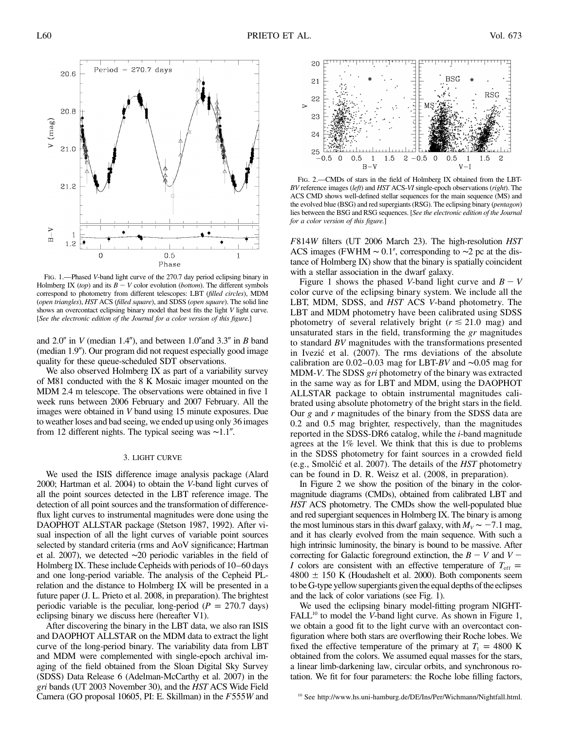FIG. 1.—Phased *V*-band light curve of the 270.7 day period eclipsing binary in Holmberg IX (*top*) and its $B-V$ color evolution (*bottom*). The different symbols correspond to photometry from different telescopes: LBT (*filled circles*), MDM (*open triangles*), *HST* ACS (*filled square*), and SDSS (*open square*). The solid line shows an overcontact eclipsing binary model that best fits the light *V* light curve. [*See the electronic edition of the Journal for a color version of this figure.*]

and 2.0″ in *V* (median 1.4″), and between 1.0″and 3.3″ in *B* band (median 1.9″). Our program did not request especially good image quality for these queue-scheduled SDT observations.

We also observed Holmberg IX as part of a variability survey of M81 conducted with the 8 K Mosaic imager mounted on the MDM 2.4 m telescope. The observations were obtained in five 1 week runs between 2006 February and 2007 February. All the images were obtained in *V* band using 15 minute exposures. Due to weather loses and bad seeing, we ended up using only 36 images from 12 different nights. The typical seeing was ∼1.1″.

## 3. LIGHT CURVE

We used the ISIS difference image analysis package (Alard 2000; Hartman et al. 2004) to obtain the *V*-band light curves of all the point sources detected in the LBT reference image. The detection of all point sources and the transformation of difference-flux light curves to instrumental magnitudes were done using the DAOPHOT ALLSTAR package (Stetson 1987, 1992). After visual inspection of all the light curves of variable point sources selected by standard criteria (rms and AoV significance; Hartman et al. 2007), we detected ∼20 periodic variables in the field of Holmberg IX. These include Cepheids with periods of 10–60 days and one long-period variable. The analysis of the Cepheid PL-relation and the distance to Holmberg IX will be presented in a future paper (J. L. Prieto et al. 2008, in preparation). The brightest periodic variable is the peculiar, long-period ($P = 270.7$ days) eclipsing binary we discuss here (hereafter V1).

After discovering the binary in the LBT data, we also ran ISIS and DAOPHOT ALLSTAR on the MDM data to extract the light curve of the long-period binary. The variability data from LBT and MDM were complemented with single-epoch archival imaging of the field obtained from the Sloan Digital Sky Survey (SDSS) Data Release 6 (Adelman-McCarthy et al. 2007) in the *gri* bands (UT 2003 November 30), and the *HST* ACS Wide Field Camera (GO proposal 10605, PI: E. Skillman) in the *F*555*W* and *F*814*W* filters (UT 2006 March 23). The high-resolution *HST* ACS images (FWHM ∼ 0.1″, corresponding to ∼2 pc at the distance of Holmberg IX) show that the binary is spatially coincident with a stellar association in the dwarf galaxy.

FIG. 2.—CMDs of stars in the field of Holmberg IX obtained from the LBT-*BV* reference images (*left*) and *HST* ACS-*VI* single-epoch observations (*right*). The ACS CMD shows well-defined stellar sequences for the main sequence (MS) and the evolved blue (BSG) and red supergiants (RSG). The eclipsing binary (*pentagon*) lies between the BSG and RSG sequences. [*See the electronic edition of the Journal for a color version of this figure.*]

Figure 1 shows the phased *V*-band light curve and $B-V$ color curve of the eclipsing binary system. We include all the LBT, MDM, SDSS, and *HST* ACS *V*-band photometry. The LBT and MDM photometry have been calibrated using SDSS photometry of several relatively bright ($r \lesssim 21.0$ mag) and unsaturated stars in the field, transforming the *gr* magnitudes to standard *BV* magnitudes with the transformations presented in Ivezić et al. (2007). The rms deviations of the absolute calibration are 0.02–0.03 mag for LBT-*BV* and ∼0.05 mag for MDM-*V*. The SDSS *gri* photometry of the binary was extracted in the same way as for LBT and MDM, using the DAOPHOT ALLSTAR package to obtain instrumental magnitudes calibrated using absolute photometry of the bright stars in the field. Our *g* and *r* magnitudes of the binary from the SDSS data are 0.2 and 0.5 mag brighter, respectively, than the magnitudes reported in the SDSS-DR6 catalog, while the *i*-band magnitude agrees at the 1% level. We think that this is due to problems in the SDSS photometry for faint sources in a crowded field (e.g., Smolčić et al. 2007). The details of the *HST* photometry can be found in D. R. Weisz et al. (2008, in preparation).

In Figure 2 we show the position of the binary in the color-magnitude diagrams (CMDs), obtained from calibrated LBT and *HST* ACS photometry. The CMDs show the well-populated blue and red supergiant sequences in Holmberg IX. The binary is among the most luminous stars in this dwarf galaxy, with $M_V \sim -7.1$ mag, and it has clearly evolved from the main sequence. With such a high intrinsic luminosity, the binary is bound to be massive. After correcting for Galactic foreground extinction, the $B-V$ and $V-I$ colors are consistent with an effective temperature of $T_{\rm eff} = 4800 \pm 150$ K (Houdashelt et al. 2000). Both components seem to be G-type yellow supergiants given the equal depths of the eclipses and the lack of color variations (see Fig. 1).

We used the eclipsing binary model-fitting program NIGHTFALL[10] to model the *V*-band light curve. As shown in Figure 1, we obtain a good fit to the light curve with an overcontact configuration where both stars are overflowing their Roche lobes. We fixed the effective temperature of the primary at $T_1 = 4800$ K obtained from the colors. We assumed equal masses for the stars, a linear limb-darkening law, circular orbits, and synchronous rotation. We fit for four parameters: the Roche lobe filling factors,

[10] See http://www.hs.uni-hamburg.de/DE/Ins/Per/Wichmann/Nightfall.html.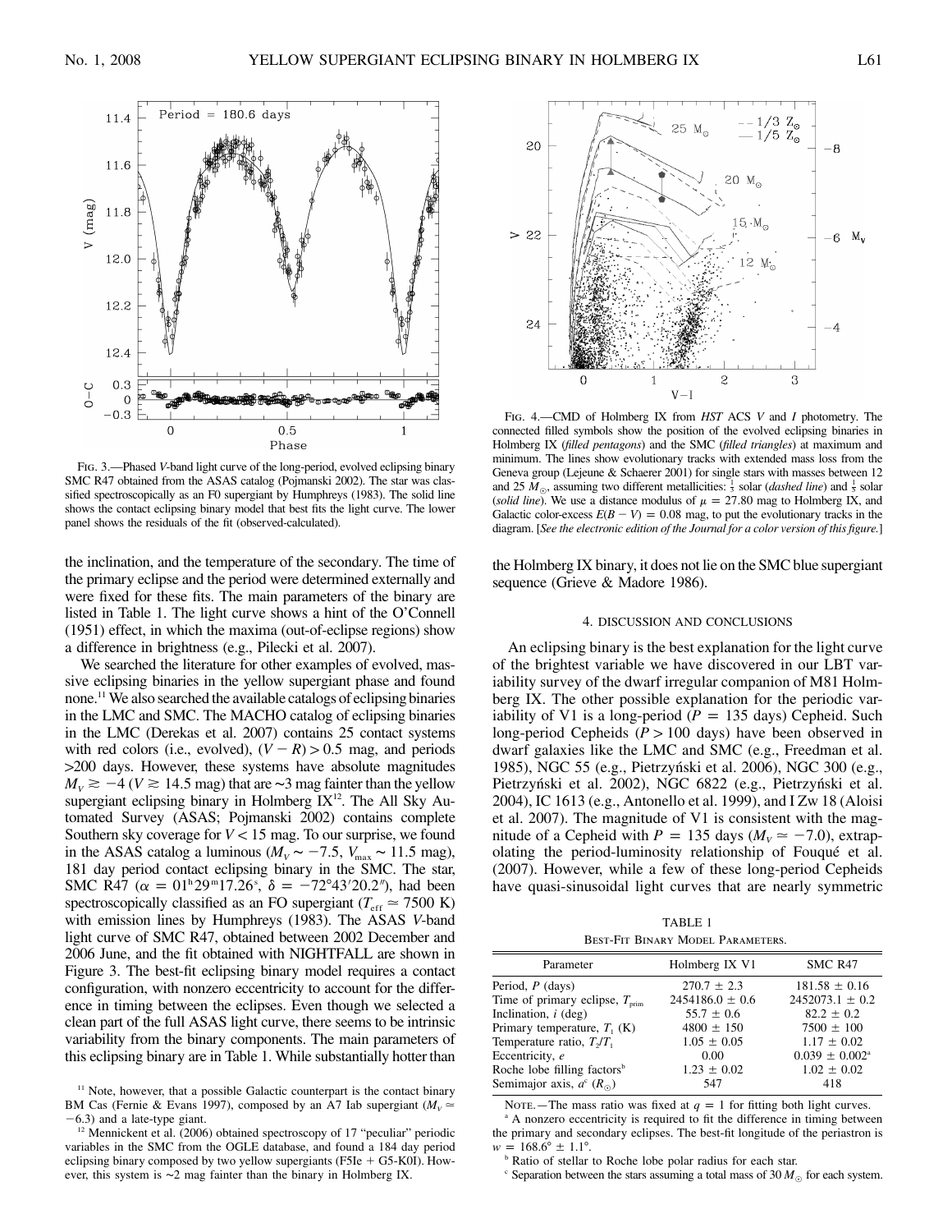FIG. 3.—Phased $V$-band light curve of the long-period, evolved eclipsing binary SMC R47 obtained from the ASAS catalog (Pojmanski 2002). The star was classified spectroscopically as an F0 supergiant by Humphreys (1983). The solid line shows the contact eclipsing binary model that best fits the light curve. The lower panel shows the residuals of the fit (observed-calculated).

FIG. 4.—CMD of Holmberg IX from *HST* ACS $V$ and $I$ photometry. The connected filled symbols show the position of the evolved eclipsing binaries in Holmberg IX (*filled pentagons*) and the SMC (*filled triangles*) at maximum and minimum. The lines show evolutionary tracks with extended mass loss from the Geneva group (Lejeune & Schaerer 2001) for single stars with masses between 12 and 25 $M_\odot$, assuming two different metallicities: $\frac{1}{3}$ solar (*dashed line*) and $\frac{1}{5}$ solar (*solid line*). We use a distance modulus of $\mu = 27.80$ mag to Holmberg IX, and Galactic color-excess $E(B-V) = 0.08$ mag, to put the evolutionary tracks in the diagram. [*See the electronic edition of the Journal for a color version of this figure.*]

the inclination, and the temperature of the secondary. The time of the primary eclipse and the period were determined externally and were fixed for these fits. The main parameters of the binary are listed in Table 1. The light curve shows a hint of the O'Connell (1951) effect, in which the maxima (out-of-eclipse regions) show a difference in brightness (e.g., Pilecki et al. 2007).

We searched the literature for other examples of evolved, massive eclipsing binaries in the yellow supergiant phase and found none.[11] We also searched the available catalogs of eclipsing binaries in the LMC and SMC. The MACHO catalog of eclipsing binaries in the LMC (Derekas et al. 2007) contains 25 contact systems with red colors (i.e., evolved), $(V-R) > 0.5$ mag, and periods >200 days. However, these systems have absolute magnitudes $M_V \gtrsim -4$ ($V \gtrsim 14.5$ mag) that are ~3 mag fainter than the yellow supergiant eclipsing binary in Holmberg IX[12]. The All Sky Automated Survey (ASAS; Pojmanski 2002) contains complete Southern sky coverage for $V < 15$ mag. To our surprise, we found in the ASAS catalog a luminous ($M_V \sim -7.5$, $V_{\rm max} \sim 11.5$ mag), 181 day period contact eclipsing binary in the SMC. The star, SMC R47 ($\alpha = 01^{\rm h}29^{\rm m}17.26^{\rm s}$, $\delta = -72°43'20.2''$), had been spectroscopically classified as an F0 supergiant ($T_{\rm eff} \simeq 7500$ K) with emission lines by Humphreys (1983). The ASAS $V$-band light curve of SMC R47, obtained between 2002 December and 2006 June, and the fit obtained with NIGHTFALL are shown in Figure 3. The best-fit eclipsing binary model requires a contact configuration, with nonzero eccentricity to account for the difference in timing between the eclipses. Even though we selected a clean part of the full ASAS light curve, there seems to be intrinsic variability from the binary components. The main parameters of this eclipsing binary are in Table 1. While substantially hotter than the Holmberg IX binary, it does not lie on the SMC blue supergiant sequence (Grieve & Madore 1986).

## 4. DISCUSSION AND CONCLUSIONS

An eclipsing binary is the best explanation for the light curve of the brightest variable we have discovered in our LBT variability survey of the dwarf irregular companion of M81 Holmberg IX. The other possible explanation for the periodic variability of V1 is a long-period ($P = 135$ days) Cepheid. Such long-period Cepheids ($P > 100$ days) have been observed in dwarf galaxies like the LMC and SMC (e.g., Freedman et al. 1985), NGC 55 (e.g., Pietrzyński et al. 2006), NGC 300 (e.g., Pietrzyński et al. 2002), NGC 6822 (e.g., Pietrzyński et al. 2004), IC 1613 (e.g., Antonello et al. 1999), and I Zw 18 (Aloisi et al. 2007). The magnitude of V1 is consistent with the magnitude of a Cepheid with $P = 135$ days ($M_V \simeq -7.0$), extrapolating the period-luminosity relationship of Fouqué et al. (2007). However, while a few of these long-period Cepheids have quasi-sinusoidal light curves that are nearly symmetric

TABLE 1
BEST-FIT BINARY MODEL PARAMETERS.

| Parameter | Holmberg IX V1 | SMC R47 |
|---|---|---|
| Period, $P$ (days) | $270.7 \pm 2.3$ | $181.58 \pm 0.16$ |
| Time of primary eclipse, $T_{\rm prim}$ | $2454186.0 \pm 0.6$ | $2452073.1 \pm 0.2$ |
| Inclination, $i$ (deg) | $55.7 \pm 0.6$ | $82.2 \pm 0.2$ |
| Primary temperature, $T_1$ (K) | $4800 \pm 150$ | $7500 \pm 100$ |
| Temperature ratio, $T_2/T_1$ | $1.05 \pm 0.05$ | $1.17 \pm 0.02$ |
| Eccentricity, $e$ | 0.00 | $0.039 \pm 0.002$[a] |
| Roche lobe filling factors[b] | $1.23 \pm 0.02$ | $1.02 \pm 0.02$ |
| Semimajor axis, $a$[c] ($R_\odot$) | 547 | 418 |

NOTE.—The mass ratio was fixed at $q = 1$ for fitting both light curves.

[a] A nonzero eccentricity is required to fit the difference in timing between the primary and secondary eclipses. The best-fit longitude of the periastron is $w = 168.6° \pm 1.1°$.

[b] Ratio of stellar to Roche lobe polar radius for each star.

[c] Separation between the stars assuming a total mass of 30 $M_\odot$ for each system.

[11] Note, however, that a possible Galactic counterpart is the contact binary BM Cas (Fernie & Evans 1997), composed by an A7 Iab supergiant ($M_V \simeq -6.3$) and a late-type giant.

[12] Mennickent et al. (2006) obtained spectroscopy of 17 "peculiar" periodic variables in the SMC from the OGLE database, and found a 184 day period eclipsing binary composed by two yellow supergiants (F5Ie + G5-K0I). However, this system is ~2 mag fainter than the binary in Holmberg IX.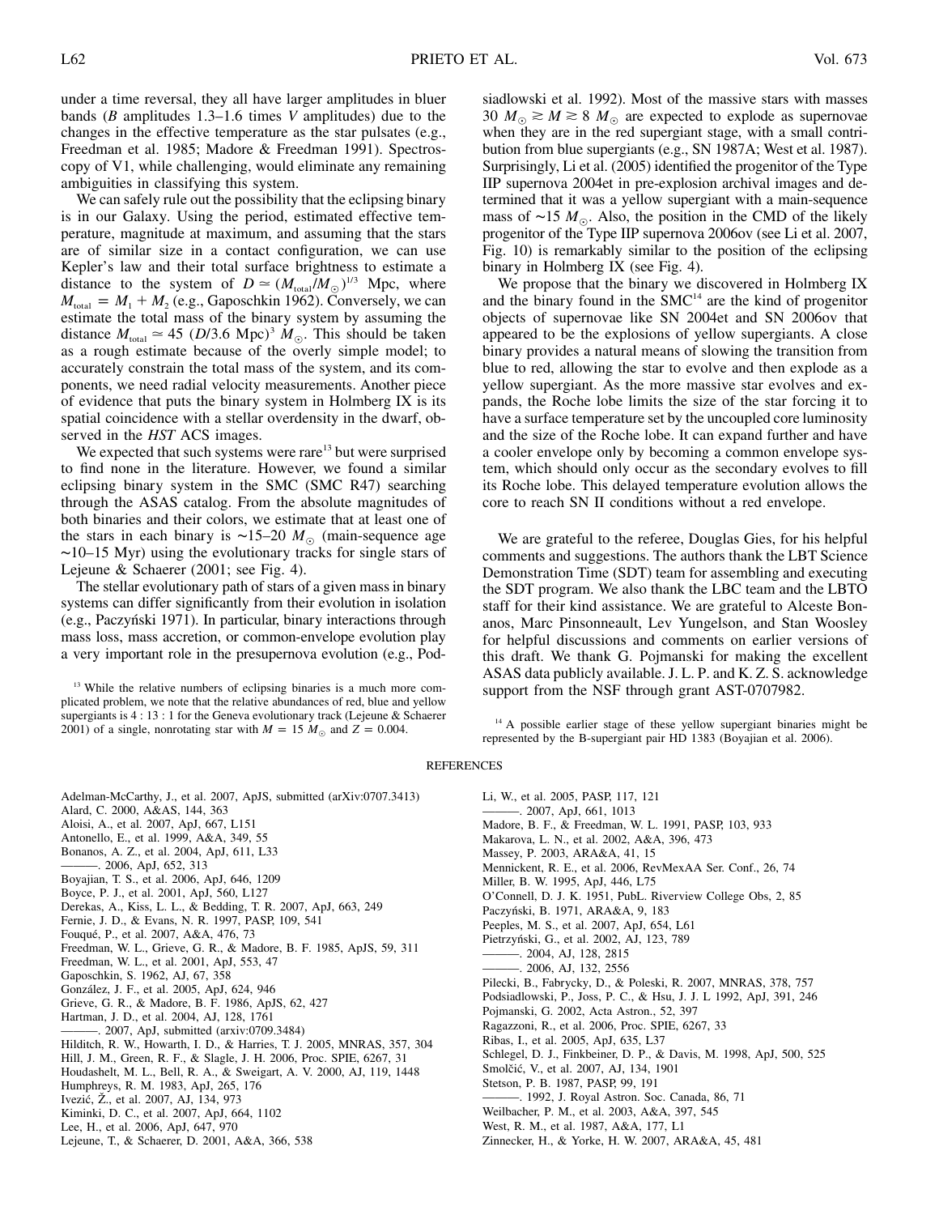under a time reversal, they all have larger amplitudes in bluer bands ($B$ amplitudes 1.3–1.6 times $V$ amplitudes) due to the changes in the effective temperature as the star pulsates (e.g., Freedman et al. 1985; Madore & Freedman 1991). Spectroscopy of V1, while challenging, would eliminate any remaining ambiguities in classifying this system.

We can safely rule out the possibility that the eclipsing binary is in our Galaxy. Using the period, estimated effective temperature, magnitude at maximum, and assuming that the stars are of similar size in a contact configuration, we can use Kepler's law and their total surface brightness to estimate a distance to the system of $D \simeq (M_{\rm total}/M_\odot)^{1/3}$ Mpc, where $M_{\rm total} = M_1 + M_2$ (e.g., Gaposchkin 1962). Conversely, we can estimate the total mass of the binary system by assuming the distance $M_{\rm total} \simeq 45\ (D/3.6\ {\rm Mpc})^3\ M_\odot$. This should be taken as a rough estimate because of the overly simple model; to accurately constrain the total mass of the system, and its components, we need radial velocity measurements. Another piece of evidence that puts the binary system in Holmberg IX is its spatial coincidence with a stellar overdensity in the dwarf, observed in the *HST* ACS images.

We expected that such systems were rare[13] but were surprised to find none in the literature. However, we found a similar eclipsing binary system in the SMC (SMC R47) searching through the ASAS catalog. From the absolute magnitudes of both binaries and their colors, we estimate that at least one of the stars in each binary is ∼15–20 $M_\odot$ (main-sequence age ∼10–15 Myr) using the evolutionary tracks for single stars of Lejeune & Schaerer (2001; see Fig. 4).

The stellar evolutionary path of stars of a given mass in binary systems can differ significantly from their evolution in isolation (e.g., Paczyński 1971). In particular, binary interactions through mass loss, mass accretion, or common-envelope evolution play a very important role in the presupernova evolution (e.g., Podsiadlowski et al. 1992). Most of the massive stars with masses 30 $M_\odot \gtrsim M \gtrsim 8\ M_\odot$ are expected to explode as supernovae when they are in the red supergiant stage, with a small contribution from blue supergiants (e.g., SN 1987A; West et al. 1987). Surprisingly, Li et al. (2005) identified the progenitor of the Type IIP supernova 2004et in pre-explosion archival images and determined that it was a yellow supergiant with a main-sequence mass of ∼15 $M_\odot$. Also, the position in the CMD of the likely progenitor of the Type IIP supernova 2006ov (see Li et al. 2007, Fig. 10) is remarkably similar to the position of the eclipsing binary in Holmberg IX (see Fig. 4).

We propose that the binary we discovered in Holmberg IX and the binary found in the SMC[14] are the kind of progenitor objects of supernovae like SN 2004et and SN 2006ov that appeared to be the explosions of yellow supergiants. A close binary provides a natural means of slowing the transition from blue to red, allowing the star to evolve and then explode as a yellow supergiant. As the more massive star evolves and expands, the Roche lobe limits the size of the star forcing it to have a surface temperature set by the uncoupled core luminosity and the size of the Roche lobe. It can expand further and have a cooler envelope only by becoming a common envelope system, which should only occur as the secondary evolves to fill its Roche lobe. This delayed temperature evolution allows the core to reach SN II conditions without a red envelope.

We are grateful to the referee, Douglas Gies, for his helpful comments and suggestions. The authors thank the LBT Science Demonstration Time (SDT) team for assembling and executing the SDT program. We also thank the LBC team and the LBTO staff for their kind assistance. We are grateful to Alceste Bonanos, Marc Pinsonneault, Lev Yungelson, and Stan Woosley for helpful discussions and comments on earlier versions of this draft. We thank G. Pojmanski for making the excellent ASAS data publicly available. J. L. P. and K. Z. S. acknowledge support from the NSF through grant AST-0707982.

[13] While the relative numbers of eclipsing binaries is a much more complicated problem, we note that the relative abundances of red, blue and yellow supergiants is 4 : 13 : 1 for the Geneva evolutionary track (Lejeune & Schaerer 2001) of a single, nonrotating star with $M = 15\ M_\odot$ and $Z = 0.004$.

[14] A possible earlier stage of these yellow supergiant binaries might be represented by the B-supergiant pair HD 1383 (Boyajian et al. 2006).

## REFERENCES

Adelman-McCarthy, J., et al. 2007, ApJS, submitted (arXiv:0707.3413)
Alard, C. 2000, A&AS, 144, 363
Aloisi, A., et al. 2007, ApJ, 667, L151
Antonello, E., et al. 1999, A&A, 349, 55
Bonanos, A. Z., et al. 2004, ApJ, 611, L33
———. 2006, ApJ, 652, 313
Boyajian, T. S., et al. 2006, ApJ, 646, 1209
Boyce, P. J., et al. 2001, ApJ, 560, L127
Derekas, A., Kiss, L. L., & Bedding, T. R. 2007, ApJ, 663, 249
Fernie, J. D., & Evans, N. R. 1997, PASP, 109, 541
Fouqué, P., et al. 2007, A&A, 476, 73
Freedman, W. L., Grieve, G. R., & Madore, B. F. 1985, ApJS, 59, 311
Freedman, W. L., et al. 2001, ApJ, 553, 47
Gaposchkin, S. 1962, AJ, 67, 358
González, J. F., et al. 2005, ApJ, 624, 946
Grieve, G. R., & Madore, B. F. 1986, ApJS, 62, 427
Hartman, J. D., et al. 2004, AJ, 128, 1761
———. 2007, ApJ, submitted (arxiv:0709.3484)
Hilditch, R. W., Howarth, I. D., & Harries, T. J. 2005, MNRAS, 357, 304
Hill, J. M., Green, R. F., & Slagle, J. H. 2006, Proc. SPIE, 6267, 31
Houdashelt, M. L., Bell, R. A., & Sweigart, A. V. 2000, AJ, 119, 1448
Humphreys, R. M. 1983, ApJ, 265, 176
Ivezić, Ž., et al. 2007, AJ, 134, 973
Kiminki, D. C., et al. 2007, ApJ, 664, 1102
Lee, H., et al. 2006, ApJ, 647, 970
Lejeune, T., & Schaerer, D. 2001, A&A, 366, 538
Li, W., et al. 2005, PASP, 117, 121
———. 2007, ApJ, 661, 1013
Madore, B. F., & Freedman, W. L. 1991, PASP, 103, 933
Makarova, L. N., et al. 2002, A&A, 396, 473
Massey, P. 2003, ARA&A, 41, 15
Mennickent, R. E., et al. 2006, RevMexAA Ser. Conf., 26, 74
Miller, B. W. 1995, ApJ, 446, L75
O'Connell, D. J. K. 1951, PubL. Riverview College Obs, 2, 85
Paczyński, B. 1971, ARA&A, 9, 183
Peeples, M. S., et al. 2007, ApJ, 654, L61
Pietrzyński, G., et al. 2002, AJ, 123, 789
———. 2004, AJ, 128, 2815
———. 2006, AJ, 132, 2556
Pilecki, B., Fabrycky, D., & Poleski, R. 2007, MNRAS, 378, 757
Podsiadlowski, P., Joss, P. C., & Hsu, J. J. L 1992, ApJ, 391, 246
Pojmanski, G. 2002, Acta Astron., 52, 397
Ragazzoni, R., et al. 2006, Proc. SPIE, 6267, 33
Ribas, I., et al. 2005, ApJ, 635, L37
Schlegel, D. J., Finkbeiner, D. P., & Davis, M. 1998, ApJ, 500, 525
Smolčić, V., et al. 2007, AJ, 134, 1901
Stetson, P. B. 1987, PASP, 99, 191
———. 1992, J. Royal Astron. Soc. Canada, 86, 71
Weilbacher, P. M., et al. 2003, A&A, 397, 545
West, R. M., et al. 1987, A&A, 177, L1
Zinnecker, H., & Yorke, H. W. 2007, ARA&A, 45, 481